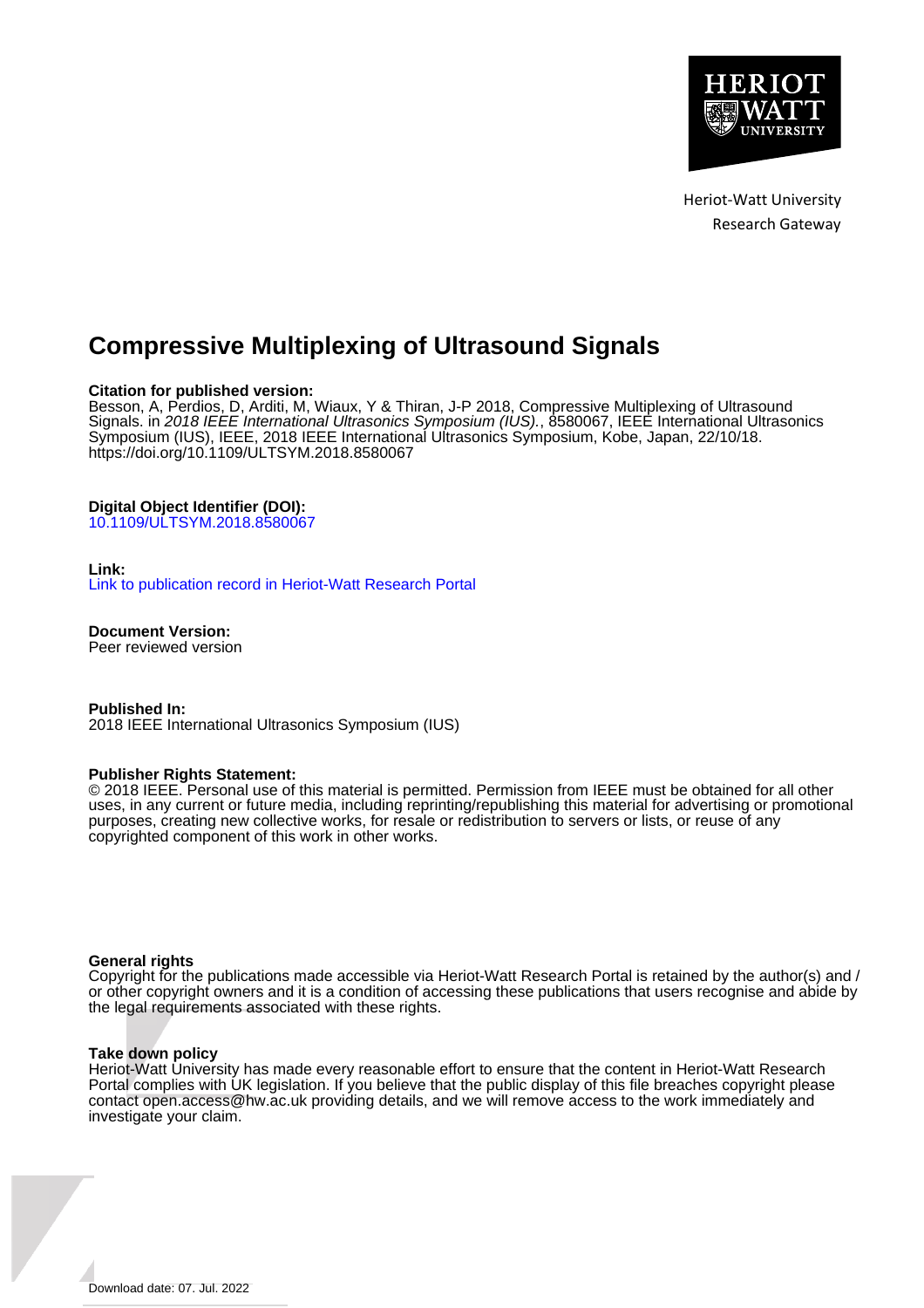Heriot-Watt University
Research Gateway

# Compressive Multiplexing of Ultrasound Signals

**Citation for published version:**
Besson, A, Perdios, D, Arditi, M, Wiaux, Y & Thiran, J-P 2018, Compressive Multiplexing of Ultrasound Signals. in *2018 IEEE International Ultrasonics Symposium (IUS).*, 8580067, IEEE International Ultrasonics Symposium (IUS), IEEE, 2018 IEEE International Ultrasonics Symposium, Kobe, Japan, 22/10/18. https://doi.org/10.1109/ULTSYM.2018.8580067

**Digital Object Identifier (DOI):**
10.1109/ULTSYM.2018.8580067

**Link:**
Link to publication record in Heriot-Watt Research Portal

**Document Version:**
Peer reviewed version

**Published In:**
2018 IEEE International Ultrasonics Symposium (IUS)

**Publisher Rights Statement:**
© 2018 IEEE. Personal use of this material is permitted. Permission from IEEE must be obtained for all other uses, in any current or future media, including reprinting/republishing this material for advertising or promotional purposes, creating new collective works, for resale or redistribution to servers or lists, or reuse of any copyrighted component of this work in other works.

**General rights**
Copyright for the publications made accessible via Heriot-Watt Research Portal is retained by the author(s) and / or other copyright owners and it is a condition of accessing these publications that users recognise and abide by the legal requirements associated with these rights.

**Take down policy**
Heriot-Watt University has made every reasonable effort to ensure that the content in Heriot-Watt Research Portal complies with UK legislation. If you believe that the public display of this file breaches copyright please contact open.access@hw.ac.uk providing details, and we will remove access to the work immediately and investigate your claim.

Download date: 07. Jul. 2022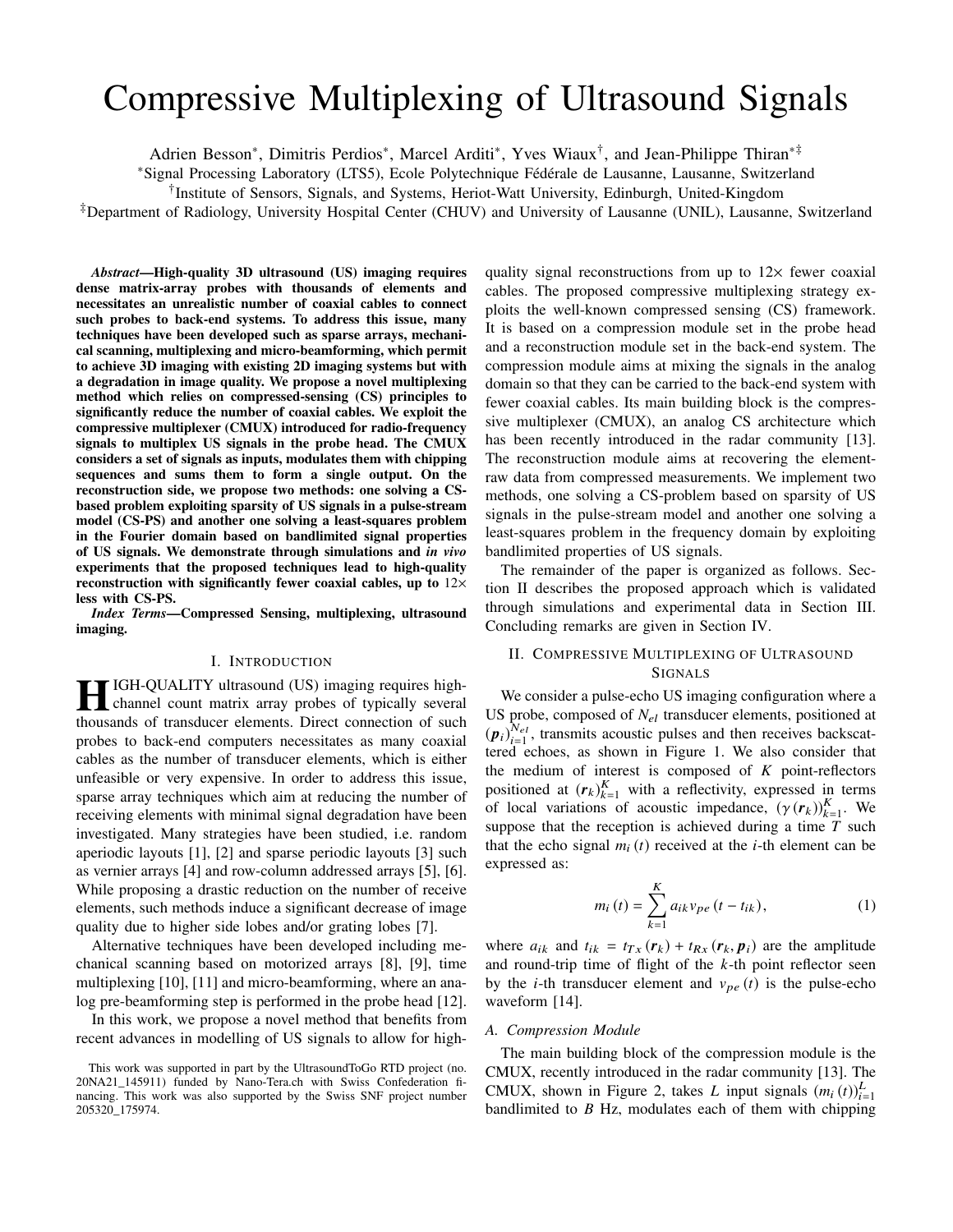# Compressive Multiplexing of Ultrasound Signals

Adrien Besson*, Dimitris Perdios*, Marcel Arditi*, Yves Wiaux†, and Jean-Philippe Thiran*‡

*Signal Processing Laboratory (LTS5), Ecole Polytechnique Fédérale de Lausanne, Lausanne, Switzerland

†Institute of Sensors, Signals, and Systems, Heriot-Watt University, Edinburgh, United-Kingdom

‡Department of Radiology, University Hospital Center (CHUV) and University of Lausanne (UNIL), Lausanne, Switzerland

***Abstract*—High-quality 3D ultrasound (US) imaging requires dense matrix-array probes with thousands of elements and necessitates an unrealistic number of coaxial cables to connect such probes to back-end systems. To address this issue, many techniques have been developed such as sparse arrays, mechanical scanning, multiplexing and micro-beamforming, which permit to achieve 3D imaging with existing 2D imaging systems but with a degradation in image quality. We propose a novel multiplexing method which relies on compressed-sensing (CS) principles to significantly reduce the number of coaxial cables. We exploit the compressive multiplexer (CMUX) introduced for radio-frequency signals to multiplex US signals in the probe head. The CMUX considers a set of signals as inputs, modulates them with chipping sequences and sums them to form a single output. On the reconstruction side, we propose two methods: one solving a CS-based problem exploiting sparsity of US signals in a pulse-stream model (CS-PS) and another one solving a least-squares problem in the Fourier domain based on bandlimited signal properties of US signals. We demonstrate through simulations and *in vivo* experiments that the proposed techniques lead to high-quality reconstruction with significantly fewer coaxial cables, up to 12× less with CS-PS.**

***Index Terms*—Compressed Sensing, multiplexing, ultrasound imaging.**

## I. Introduction

High-quality ultrasound (US) imaging requires high-channel count matrix array probes of typically several thousands of transducer elements. Direct connection of such probes to back-end computers necessitates as many coaxial cables as the number of transducer elements, which is either unfeasible or very expensive. In order to address this issue, sparse array techniques which aim at reducing the number of receiving elements with minimal signal degradation have been investigated. Many strategies have been studied, i.e. random aperiodic layouts [1], [2] and sparse periodic layouts [3] such as vernier arrays [4] and row-column addressed arrays [5], [6]. While proposing a drastic reduction on the number of receive elements, such methods induce a significant decrease of image quality due to higher side lobes and/or grating lobes [7].

Alternative techniques have been developed including mechanical scanning based on motorized arrays [8], [9], time multiplexing [10], [11] and micro-beamforming, where an analog pre-beamforming step is performed in the probe head [12].

In this work, we propose a novel method that benefits from recent advances in modelling of US signals to allow for high-quality signal reconstructions from up to 12× fewer coaxial cables. The proposed compressive multiplexing strategy exploits the well-known compressed sensing (CS) framework. It is based on a compression module set in the probe head and a reconstruction module set in the back-end system. The compression module aims at mixing the signals in the analog domain so that they can be carried to the back-end system with fewer coaxial cables. Its main building block is the compressive multiplexer (CMUX), an analog CS architecture which has been recently introduced in the radar community [13]. The reconstruction module aims at recovering the element-raw data from compressed measurements. We implement two methods, one solving a CS-problem based on sparsity of US signals in the pulse-stream model and another one solving a least-squares problem in the frequency domain by exploiting bandlimited properties of US signals.

The remainder of the paper is organized as follows. Section II describes the proposed approach which is validated through simulations and experimental data in Section III. Concluding remarks are given in Section IV.

## II. Compressive Multiplexing of Ultrasound Signals

We consider a pulse-echo US imaging configuration where a US probe, composed of $N_{el}$ transducer elements, positioned at $(\boldsymbol{p}_i)_{i=1}^{N_{el}}$, transmits acoustic pulses and then receives backscattered echoes, as shown in Figure 1. We also consider that the medium of interest is composed of $K$ point-reflectors positioned at $(\boldsymbol{r}_k)_{k=1}^{K}$ with a reflectivity, expressed in terms of local variations of acoustic impedance, $(\gamma(\boldsymbol{r}_k))_{k=1}^{K}$. We suppose that the reception is achieved during a time $T$ such that the echo signal $m_i(t)$ received at the $i$-th element can be expressed as:

$$m_i(t) = \sum_{k=1}^{K} a_{ik} v_{pe}(t - t_{ik}), \tag{1}$$

where $a_{ik}$ and $t_{ik} = t_{Tx}(\boldsymbol{r}_k) + t_{Rx}(\boldsymbol{r}_k, \boldsymbol{p}_i)$ are the amplitude and round-trip time of flight of the $k$-th point reflector seen by the $i$-th transducer element and $v_{pe}(t)$ is the pulse-echo waveform [14].

### A. Compression Module

The main building block of the compression module is the CMUX, recently introduced in the radar community [13]. The CMUX, shown in Figure 2, takes $L$ input signals $(m_i(t))_{i=1}^{L}$ bandlimited to $B$ Hz, modulates each of them with chipping

This work was supported in part by the UltrasoundToGo RTD project (no. 20NA21_145911) funded by Nano-Tera.ch with Swiss Confederation financing. This work was also supported by the Swiss SNF project number 205320_175974.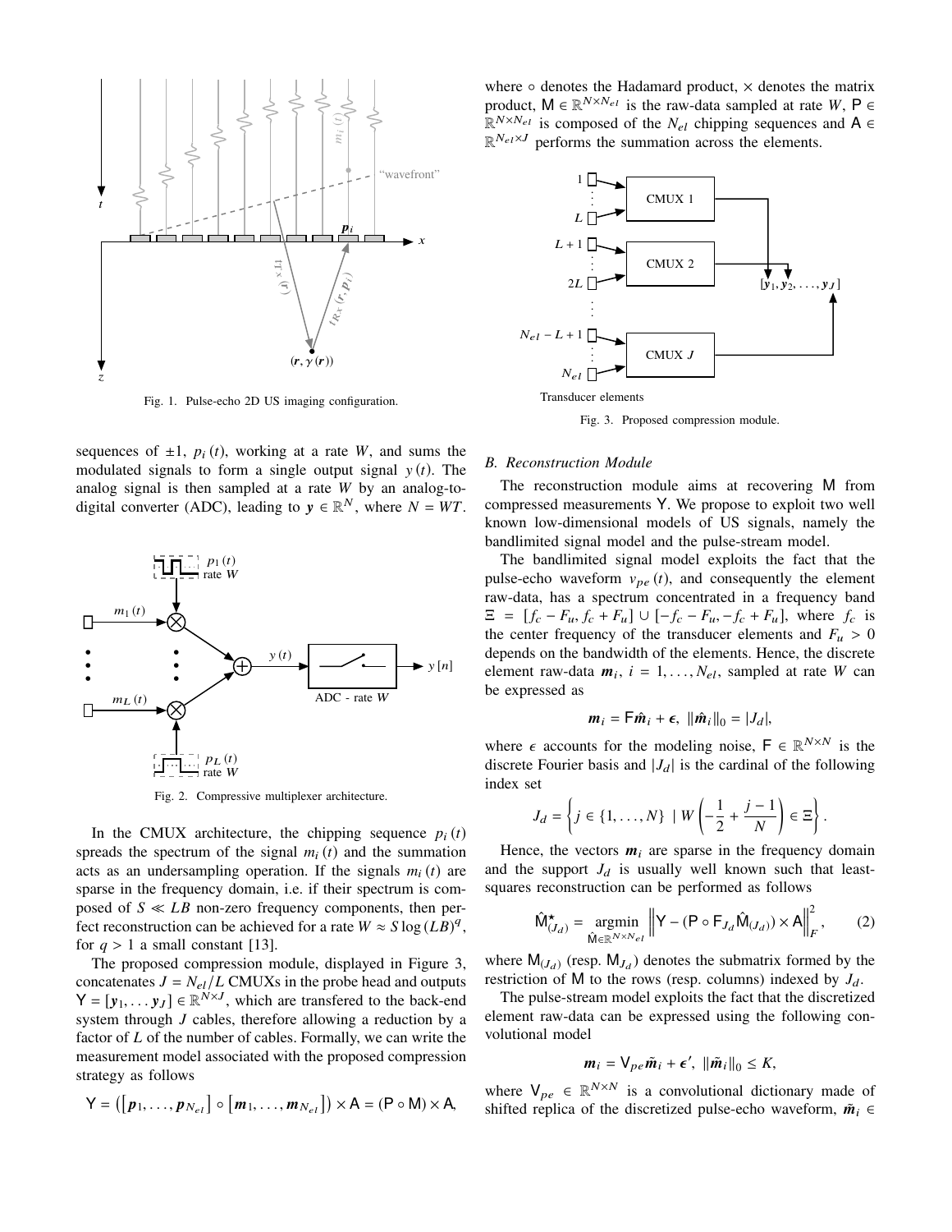Fig. 1. Pulse-echo 2D US imaging configuration.

sequences of $\pm 1$, $p_i(t)$, working at a rate $W$, and sums the modulated signals to form a single output signal $y(t)$. The analog signal is then sampled at a rate $W$ by an analog-to-digital converter (ADC), leading to $\boldsymbol{y} \in \mathbb{R}^N$, where $N = WT$.

Fig. 2. Compressive multiplexer architecture.

In the CMUX architecture, the chipping sequence $p_i(t)$ spreads the spectrum of the signal $m_i(t)$ and the summation acts as an undersampling operation. If the signals $m_i(t)$ are sparse in the frequency domain, i.e. if their spectrum is composed of $S \ll LB$ non-zero frequency components, then perfect reconstruction can be achieved for a rate $W \approx S \log(LB)^q$, for $q > 1$ a small constant [13].

The proposed compression module, displayed in Figure 3, concatenates $J = N_{el}/L$ CMUXs in the probe head and outputs $\mathsf{Y} = [\boldsymbol{y}_1, \dots \boldsymbol{y}_J] \in \mathbb{R}^{N \times J}$, which are transfered to the back-end system through $J$ cables, therefore allowing a reduction by a factor of $L$ of the number of cables. Formally, we can write the measurement model associated with the proposed compression strategy as follows

$$\mathsf{Y} = \left(\left[\boldsymbol{p}_1, \dots, \boldsymbol{p}_{N_{el}}\right] \circ \left[\boldsymbol{m}_1, \dots, \boldsymbol{m}_{N_{el}}\right]\right) \times \mathsf{A} = (\mathsf{P} \circ \mathsf{M}) \times \mathsf{A},$$

where $\circ$ denotes the Hadamard product, $\times$ denotes the matrix product, $\mathsf{M} \in \mathbb{R}^{N \times N_{el}}$ is the raw-data sampled at rate $W$, $\mathsf{P} \in \mathbb{R}^{N \times N_{el}}$ is composed of the $N_{el}$ chipping sequences and $\mathsf{A} \in \mathbb{R}^{N_{el} \times J}$ performs the summation across the elements.

Fig. 3. Proposed compression module.

### B. Reconstruction Module

The reconstruction module aims at recovering $\mathsf{M}$ from compressed measurements $\mathsf{Y}$. We propose to exploit two well known low-dimensional models of US signals, namely the bandlimited signal model and the pulse-stream model.

The bandlimited signal model exploits the fact that the pulse-echo waveform $v_{pe}(t)$, and consequently the element raw-data, has a spectrum concentrated in a frequency band $\Xi = [f_c - F_u, f_c + F_u] \cup [-f_c - F_u, -f_c + F_u]$, where $f_c$ is the center frequency of the transducer elements and $F_u > 0$ depends on the bandwidth of the elements. Hence, the discrete element raw-data $\boldsymbol{m}_i$, $i = 1, \dots, N_{el}$, sampled at rate $W$ can be expressed as

$$\boldsymbol{m}_i = \mathsf{F}\hat{\boldsymbol{m}}_i + \boldsymbol{\epsilon}, \;\; \|\hat{\boldsymbol{m}}_i\|_0 = |J_d|,$$

where $\epsilon$ accounts for the modeling noise, $\mathsf{F} \in \mathbb{R}^{N \times N}$ is the discrete Fourier basis and $|J_d|$ is the cardinal of the following index set

$$J_d = \left\{ j \in \{1, \dots, N\} \;\mid W\left(-\frac{1}{2} + \frac{j-1}{N}\right) \in \Xi \right\}.$$

Hence, the vectors $\boldsymbol{m}_i$ are sparse in the frequency domain and the support $J_d$ is usually well known such that least-squares reconstruction can be performed as follows

$$\hat{\mathsf{M}}^{\star}_{(J_d)} = \underset{\hat{\mathsf{M}} \in \mathbb{R}^{N \times N_{el}}}{\operatorname{argmin}} \left\| \mathsf{Y} - (\mathsf{P} \circ \mathsf{F}_{J_d} \hat{\mathsf{M}}_{(J_d)}) \times \mathsf{A} \right\|_F^2, \tag{2}$$

where $\mathsf{M}_{(J_d)}$ (resp. $\mathsf{M}_{J_d}$) denotes the submatrix formed by the restriction of $\mathsf{M}$ to the rows (resp. columns) indexed by $J_d$.

The pulse-stream model exploits the fact that the discretized element raw-data can be expressed using the following convolutional model

$$\boldsymbol{m}_i = \mathsf{V}_{pe}\tilde{\boldsymbol{m}}_i + \boldsymbol{\epsilon}', \;\; \|\tilde{\boldsymbol{m}}_i\|_0 \leq K,$$

where $\mathsf{V}_{pe} \in \mathbb{R}^{N \times N}$ is a convolutional dictionary made of shifted replica of the discretized pulse-echo waveform, $\tilde{\boldsymbol{m}}_i \in$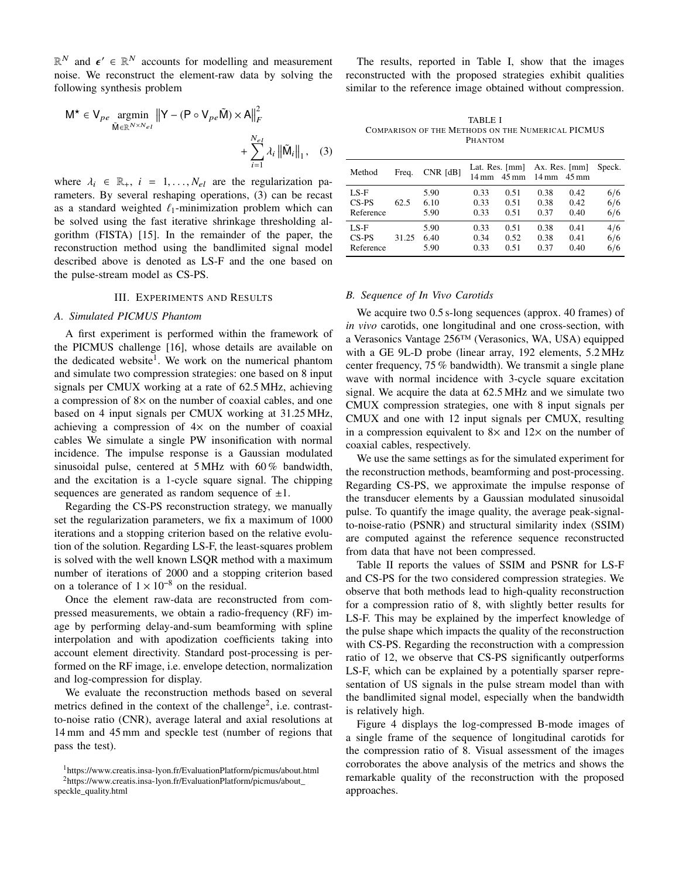$\mathbb{R}^N$ and $\boldsymbol{\epsilon}' \in \mathbb{R}^N$ accounts for modelling and measurement noise. We reconstruct the element-raw data by solving the following synthesis problem

$$\mathsf{M}^{\star} \in \mathsf{V}_{pe} \underset{\tilde{\mathsf{M}} \in \mathbb{R}^{N \times N_{el}}}{\operatorname{argmin}} \left\| \mathsf{Y} - (\mathsf{P} \circ \mathsf{V}_{pe} \tilde{\mathsf{M}}) \times \mathsf{A} \right\|_F^2 + \sum_{i=1}^{N_{el}} \lambda_i \left\| \tilde{\mathsf{M}}_i \right\|_1, \quad (3)$$

where $\lambda_i \in \mathbb{R}_+$, $i = 1, \dots, N_{el}$ are the regularization parameters. By several reshaping operations, (3) can be recast as a standard weighted $\ell_1$-minimization problem which can be solved using the fast iterative shrinkage thresholding algorithm (FISTA) [15]. In the remainder of the paper, the reconstruction method using the bandlimited signal model described above is denoted as LS-F and the one based on the pulse-stream model as CS-PS.

## III. Experiments and Results

### A. Simulated PICMUS Phantom

A first experiment is performed within the framework of the PICMUS challenge [16], whose details are available on the dedicated website[1]. We work on the numerical phantom and simulate two compression strategies: one based on 8 input signals per CMUX working at a rate of 62.5 MHz, achieving a compression of 8× on the number of coaxial cables, and one based on 4 input signals per CMUX working at 31.25 MHz, achieving a compression of 4× on the number of coaxial cables We simulate a single PW insonification with normal incidence. The impulse response is a Gaussian modulated sinusoidal pulse, centered at 5 MHz with 60 % bandwidth, and the excitation is a 1-cycle square signal. The chipping sequences are generated as random sequence of ±1.

Regarding the CS-PS reconstruction strategy, we manually set the regularization parameters, we fix a maximum of 1000 iterations and a stopping criterion based on the relative evolution of the solution. Regarding LS-F, the least-squares problem is solved with the well known LSQR method with a maximum number of iterations of 2000 and a stopping criterion based on a tolerance of $1 \times 10^{-8}$ on the residual.

Once the element raw-data are reconstructed from compressed measurements, we obtain a radio-frequency (RF) image by performing delay-and-sum beamforming with spline interpolation and with apodization coefficients taking into account element directivity. Standard post-processing is performed on the RF image, i.e. envelope detection, normalization and log-compression for display.

We evaluate the reconstruction methods based on several metrics defined in the context of the challenge[2], i.e. contrast-to-noise ratio (CNR), average lateral and axial resolutions at 14 mm and 45 mm and speckle test (number of regions that pass the test).

[1] https://www.creatis.insa-lyon.fr/EvaluationPlatform/picmus/about.html

[2] https://www.creatis.insa-lyon.fr/EvaluationPlatform/picmus/about_speckle_quality.html

The results, reported in Table I, show that the images reconstructed with the proposed strategies exhibit qualities similar to the reference image obtained without compression.

TABLE I
Comparison of the Methods on the Numerical PICMUS Phantom

| Method | Freq. | CNR [dB] | Lat. Res. [mm] 14 mm | Lat. Res. [mm] 45 mm | Ax. Res. [mm] 14 mm | Ax. Res. [mm] 45 mm | Speck. |
|---|---|---|---|---|---|---|---|
| LS-F | 62.5 | 5.90 | 0.33 | 0.51 | 0.38 | 0.42 | 6/6 |
| CS-PS | | 6.10 | 0.33 | 0.51 | 0.38 | 0.42 | 6/6 |
| Reference | | 5.90 | 0.33 | 0.51 | 0.37 | 0.40 | 6/6 |
| LS-F | 31.25 | 5.90 | 0.33 | 0.51 | 0.38 | 0.41 | 4/6 |
| CS-PS | | 6.40 | 0.34 | 0.52 | 0.38 | 0.41 | 6/6 |
| Reference | | 5.90 | 0.33 | 0.51 | 0.37 | 0.40 | 6/6 |

### B. Sequence of In Vivo Carotids

We acquire two 0.5 s-long sequences (approx. 40 frames) of *in vivo* carotids, one longitudinal and one cross-section, with a Verasonics Vantage 256™ (Verasonics, WA, USA) equipped with a GE 9L-D probe (linear array, 192 elements, 5.2 MHz center frequency, 75 % bandwidth). We transmit a single plane wave with normal incidence with 3-cycle square excitation signal. We acquire the data at 62.5 MHz and we simulate two CMUX compression strategies, one with 8 input signals per CMUX and one with 12 input signals per CMUX, resulting in a compression equivalent to 8× and 12× on the number of coaxial cables, respectively.

We use the same settings as for the simulated experiment for the reconstruction methods, beamforming and post-processing. Regarding CS-PS, we approximate the impulse response of the transducer elements by a Gaussian modulated sinusoidal pulse. To quantify the image quality, the average peak-signal-to-noise-ratio (PSNR) and structural similarity index (SSIM) are computed against the reference sequence reconstructed from data that have not been compressed.

Table II reports the values of SSIM and PSNR for LS-F and CS-PS for the two considered compression strategies. We observe that both methods lead to high-quality reconstruction for a compression ratio of 8, with slightly better results for LS-F. This may be explained by the imperfect knowledge of the pulse shape which impacts the quality of the reconstruction with CS-PS. Regarding the reconstruction with a compression ratio of 12, we observe that CS-PS significantly outperforms LS-F, which can be explained by a potentially sparser representation of US signals in the pulse stream model than with the bandlimited signal model, especially when the bandwidth is relatively high.

Figure 4 displays the log-compressed B-mode images of a single frame of the sequence of longitudinal carotids for the compression ratio of 8. Visual assessment of the images corroborates the above analysis of the metrics and shows the remarkable quality of the reconstruction with the proposed approaches.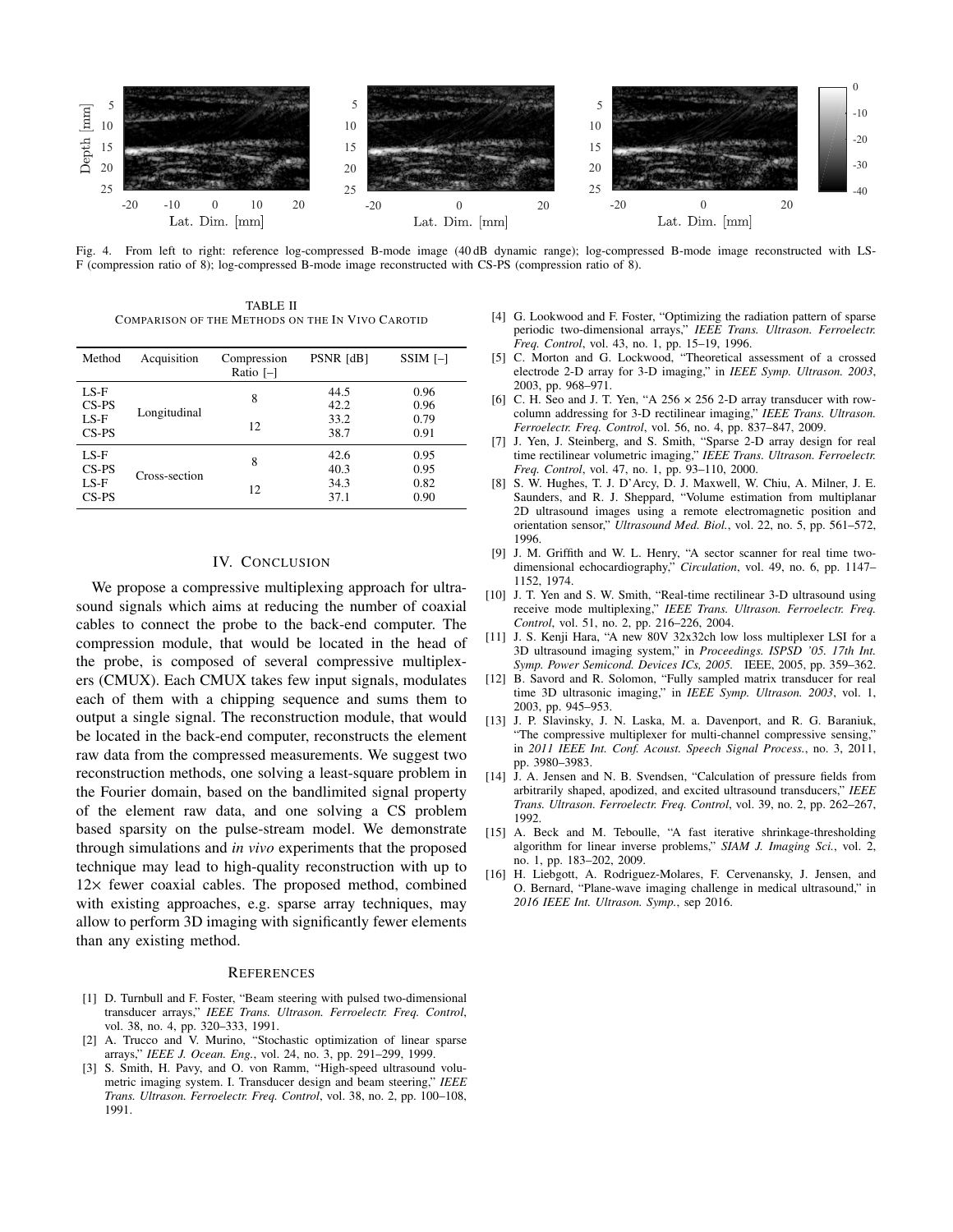Depth [mm]
5
10
15
20
25
-20 -10 0 10 20
Lat. Dim. [mm]

5
10
15
20
25
-20 0 20
Lat. Dim. [mm]

5
10
15
20
25
-20 0 20
Lat. Dim. [mm]

0
-10
-20
-30
-40

Fig. 4. From left to right: reference log-compressed B-mode image (40 dB dynamic range); log-compressed B-mode image reconstructed with LS-F (compression ratio of 8); log-compressed B-mode image reconstructed with CS-PS (compression ratio of 8).

TABLE II
COMPARISON OF THE METHODS ON THE IN VIVO CAROTID

| Method | Acquisition | Compression Ratio [–] | PSNR [dB] | SSIM [–] |
|---|---|---|---|---|
| LS-F | Longitudinal | 8 | 44.5 | 0.96 |
| CS-PS | | | 42.2 | 0.96 |
| LS-F | | 12 | 33.2 | 0.79 |
| CS-PS | | | 38.7 | 0.91 |
| LS-F | Cross-section | 8 | 42.6 | 0.95 |
| CS-PS | | | 40.3 | 0.95 |
| LS-F | | 12 | 34.3 | 0.82 |
| CS-PS | | | 37.1 | 0.90 |

## IV. CONCLUSION

We propose a compressive multiplexing approach for ultrasound signals which aims at reducing the number of coaxial cables to connect the probe to the back-end computer. The compression module, that would be located in the head of the probe, is composed of several compressive multiplexers (CMUX). Each CMUX takes few input signals, modulates each of them with a chipping sequence and sums them to output a single signal. The reconstruction module, that would be located in the back-end computer, reconstructs the element raw data from the compressed measurements. We suggest two reconstruction methods, one solving a least-square problem in the Fourier domain, based on the bandlimited signal property of the element raw data, and one solving a CS problem based sparsity on the pulse-stream model. We demonstrate through simulations and *in vivo* experiments that the proposed technique may lead to high-quality reconstruction with up to $12\times$ fewer coaxial cables. The proposed method, combined with existing approaches, e.g. sparse array techniques, may allow to perform 3D imaging with significantly fewer elements than any existing method.

## REFERENCES

[1] D. Turnbull and F. Foster, "Beam steering with pulsed two-dimensional transducer arrays," *IEEE Trans. Ultrason. Ferroelectr. Freq. Control*, vol. 38, no. 4, pp. 320–333, 1991.

[2] A. Trucco and V. Murino, "Stochastic optimization of linear sparse arrays," *IEEE J. Ocean. Eng.*, vol. 24, no. 3, pp. 291–299, 1999.

[3] S. Smith, H. Pavy, and O. von Ramm, "High-speed ultrasound volumetric imaging system. I. Transducer design and beam steering," *IEEE Trans. Ultrason. Ferroelectr. Freq. Control*, vol. 38, no. 2, pp. 100–108, 1991.

[4] G. Lookwood and F. Foster, "Optimizing the radiation pattern of sparse periodic two-dimensional arrays," *IEEE Trans. Ultrason. Ferroelectr. Freq. Control*, vol. 43, no. 1, pp. 15–19, 1996.

[5] C. Morton and G. Lockwood, "Theoretical assessment of a crossed electrode 2-D array for 3-D imaging," in *IEEE Symp. Ultrason. 2003*, 2003, pp. 968–971.

[6] C. H. Seo and J. T. Yen, "A 256 × 256 2-D array transducer with row-column addressing for 3-D rectilinear imaging," *IEEE Trans. Ultrason. Ferroelectr. Freq. Control*, vol. 56, no. 4, pp. 837–847, 2009.

[7] J. Yen, J. Steinberg, and S. Smith, "Sparse 2-D array design for real time rectilinear volumetric imaging," *IEEE Trans. Ultrason. Ferroelectr. Freq. Control*, vol. 47, no. 1, pp. 93–110, 2000.

[8] S. W. Hughes, T. J. D'Arcy, D. J. Maxwell, W. Chiu, A. Milner, J. E. Saunders, and R. J. Sheppard, "Volume estimation from multiplanar 2D ultrasound images using a remote electromagnetic position and orientation sensor," *Ultrasound Med. Biol.*, vol. 22, no. 5, pp. 561–572, 1996.

[9] J. M. Griffith and W. L. Henry, "A sector scanner for real time two-dimensional echocardiography," *Circulation*, vol. 49, no. 6, pp. 1147–1152, 1974.

[10] J. T. Yen and S. W. Smith, "Real-time rectilinear 3-D ultrasound using receive mode multiplexing," *IEEE Trans. Ultrason. Ferroelectr. Freq. Control*, vol. 51, no. 2, pp. 216–226, 2004.

[11] J. S. Kenji Hara, "A new 80V 32x32ch low loss multiplexer LSI for a 3D ultrasound imaging system," in *Proceedings. ISPSD '05. 17th Int. Symp. Power Semicond. Devices ICs, 2005.* IEEE, 2005, pp. 359–362.

[12] B. Savord and R. Solomon, "Fully sampled matrix transducer for real time 3D ultrasonic imaging," in *IEEE Symp. Ultrason. 2003*, vol. 1, 2003, pp. 945–953.

[13] J. P. Slavinsky, J. N. Laska, M. a. Davenport, and R. G. Baraniuk, "The compressive multiplexer for multi-channel compressive sensing," in *2011 IEEE Int. Conf. Acoust. Speech Signal Process.*, no. 3, 2011, pp. 3980–3983.

[14] J. A. Jensen and N. B. Svendsen, "Calculation of pressure fields from arbitrarily shaped, apodized, and excited ultrasound transducers," *IEEE Trans. Ultrason. Ferroelectr. Freq. Control*, vol. 39, no. 2, pp. 262–267, 1992.

[15] A. Beck and M. Teboulle, "A fast iterative shrinkage-thresholding algorithm for linear inverse problems," *SIAM J. Imaging Sci.*, vol. 2, no. 1, pp. 183–202, 2009.

[16] H. Liebgott, A. Rodriguez-Molares, F. Cervenansky, J. Jensen, and O. Bernard, "Plane-wave imaging challenge in medical ultrasound," in *2016 IEEE Int. Ultrason. Symp.*, sep 2016.